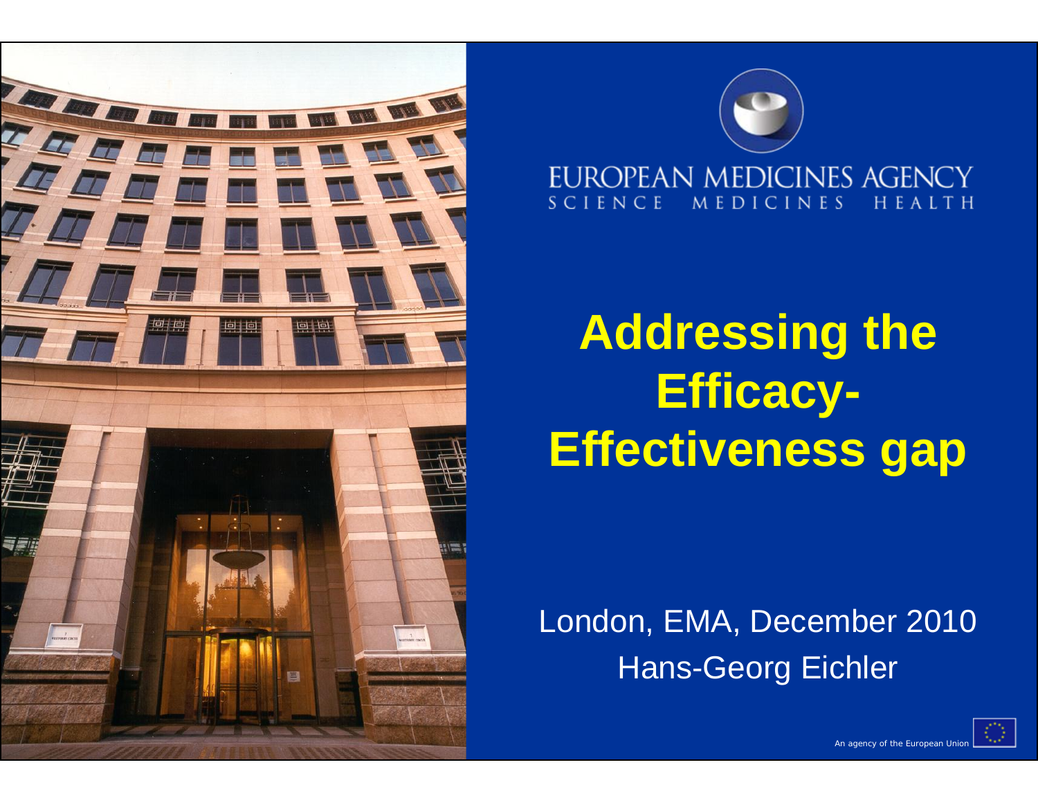EUROPEAN MEDICINES AGENCY

SCIENCE MEDICINES HEALTH

# Addressing the Efficacy-Effectiveness gap

London, EMA, December 2010

Hans-Georg Eichler

An agency of the European Union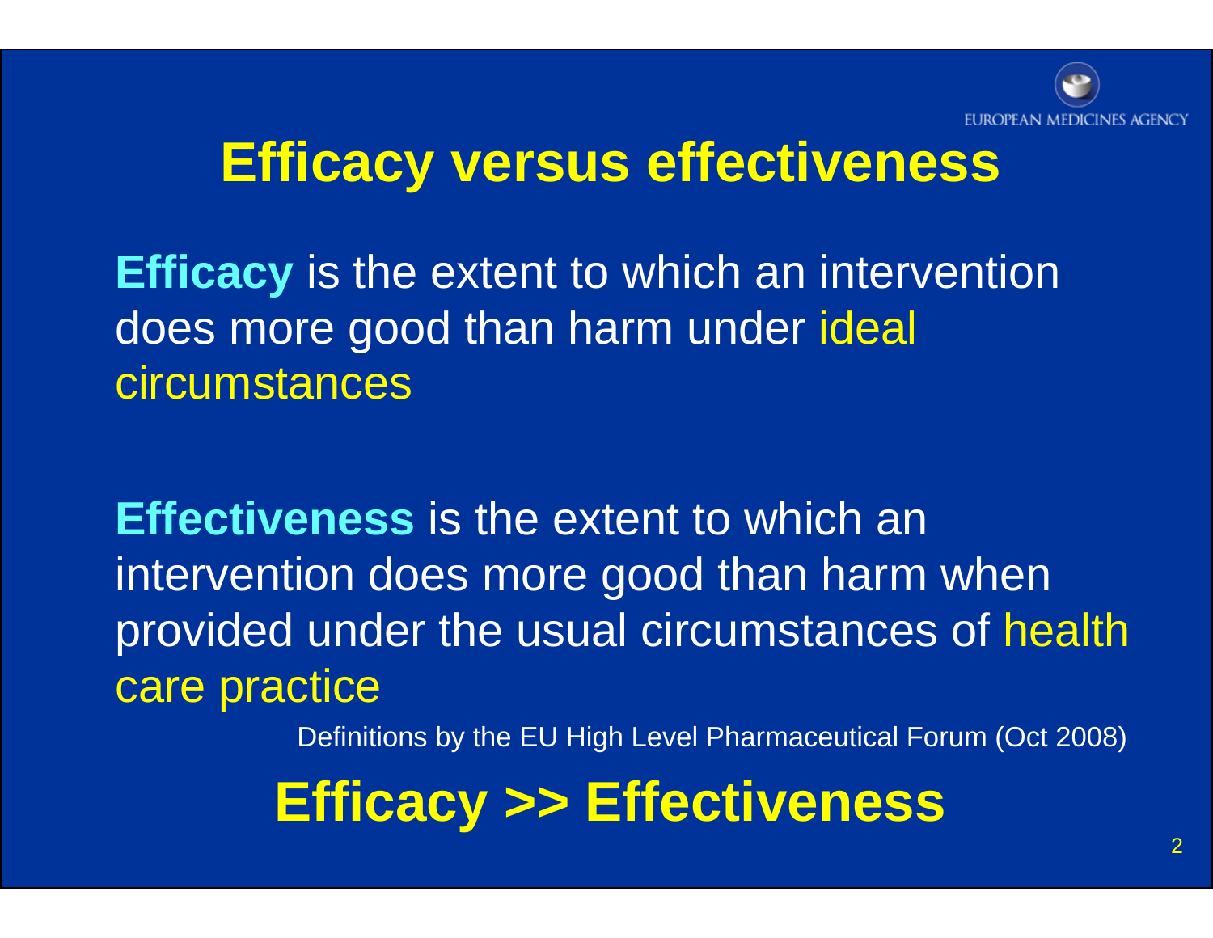# Efficacy versus effectiveness

**Efficacy** is the extent to which an intervention does more good than harm under ideal circumstances

**Effectiveness** is the extent to which an intervention does more good than harm when provided under the usual circumstances of health care practice

Definitions by the EU High Level Pharmaceutical Forum (Oct 2008)

**Efficacy >> Effectiveness**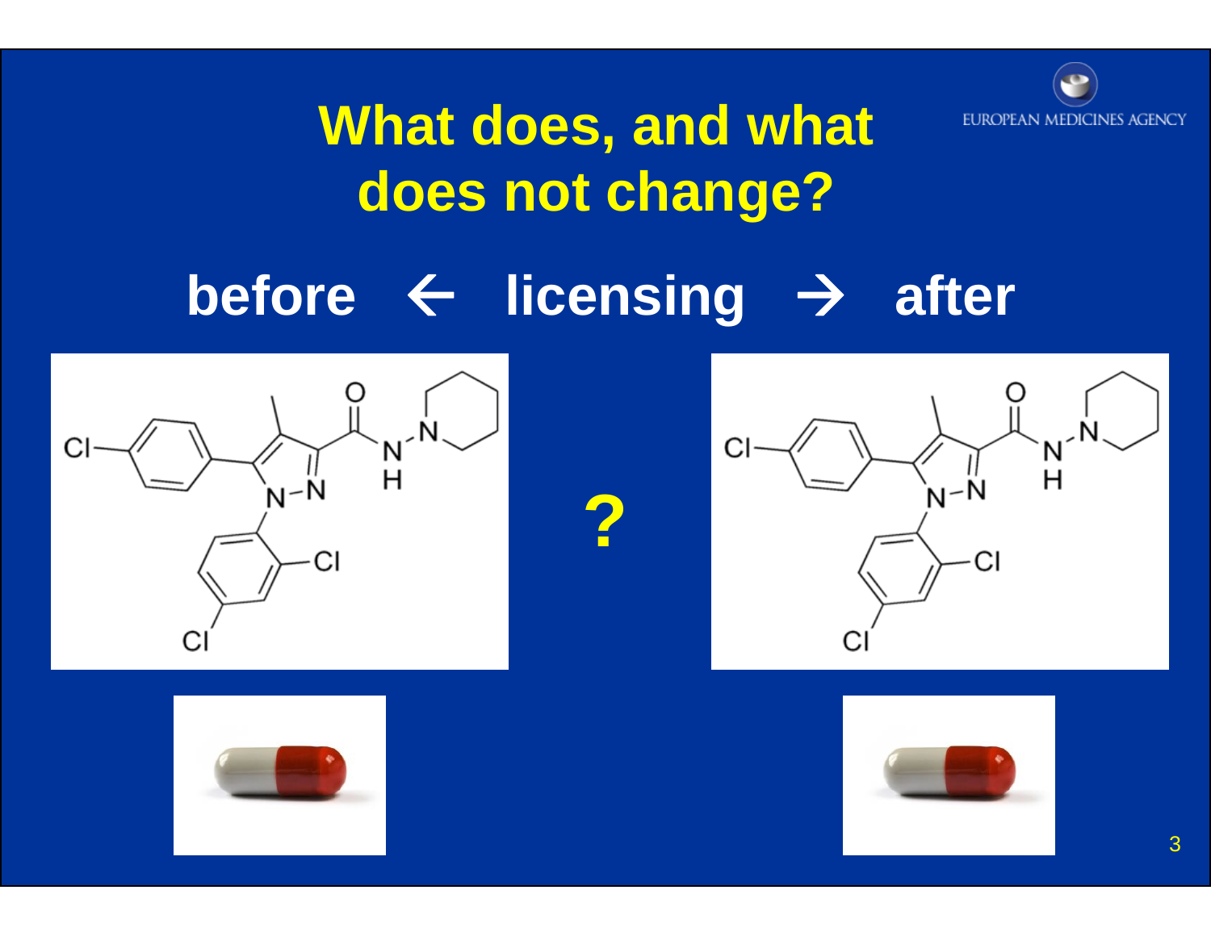# What does, and what does not change?

**before ← licensing → after**

?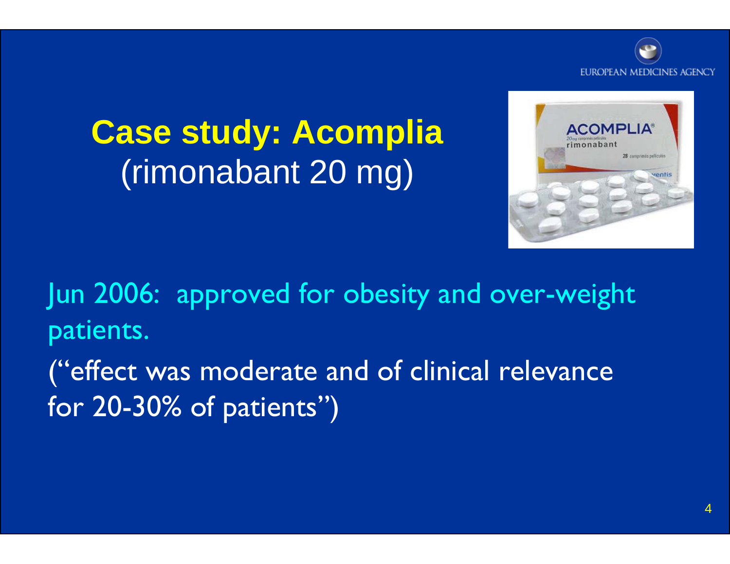# Case study: Acomplia
(rimonabant 20 mg)

Jun 2006: approved for obesity and over-weight patients.

("effect was moderate and of clinical relevance for 20-30% of patients")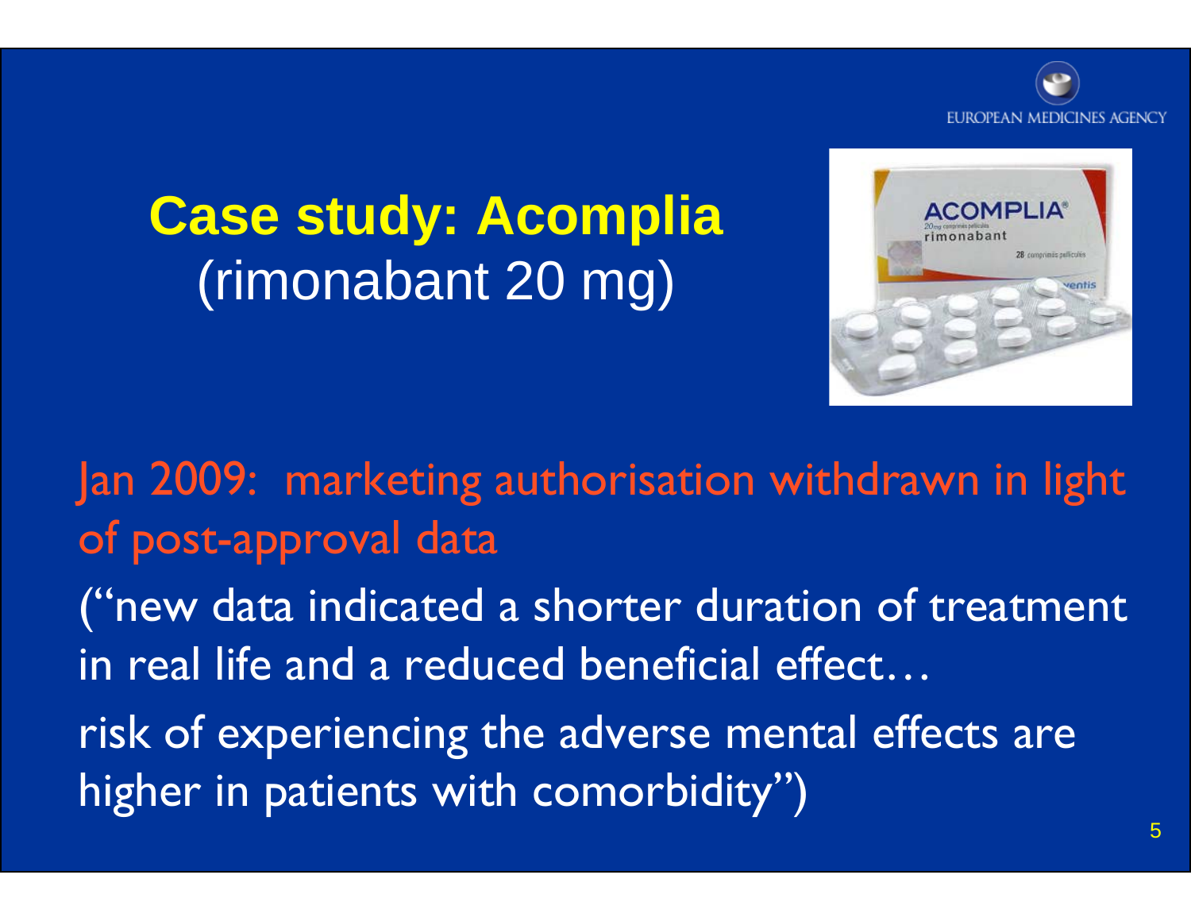# Case study: Acomplia
(rimonabant 20 mg)

Jan 2009: marketing authorisation withdrawn in light of post-approval data

("new data indicated a shorter duration of treatment in real life and a reduced beneficial effect…

risk of experiencing the adverse mental effects are higher in patients with comorbidity")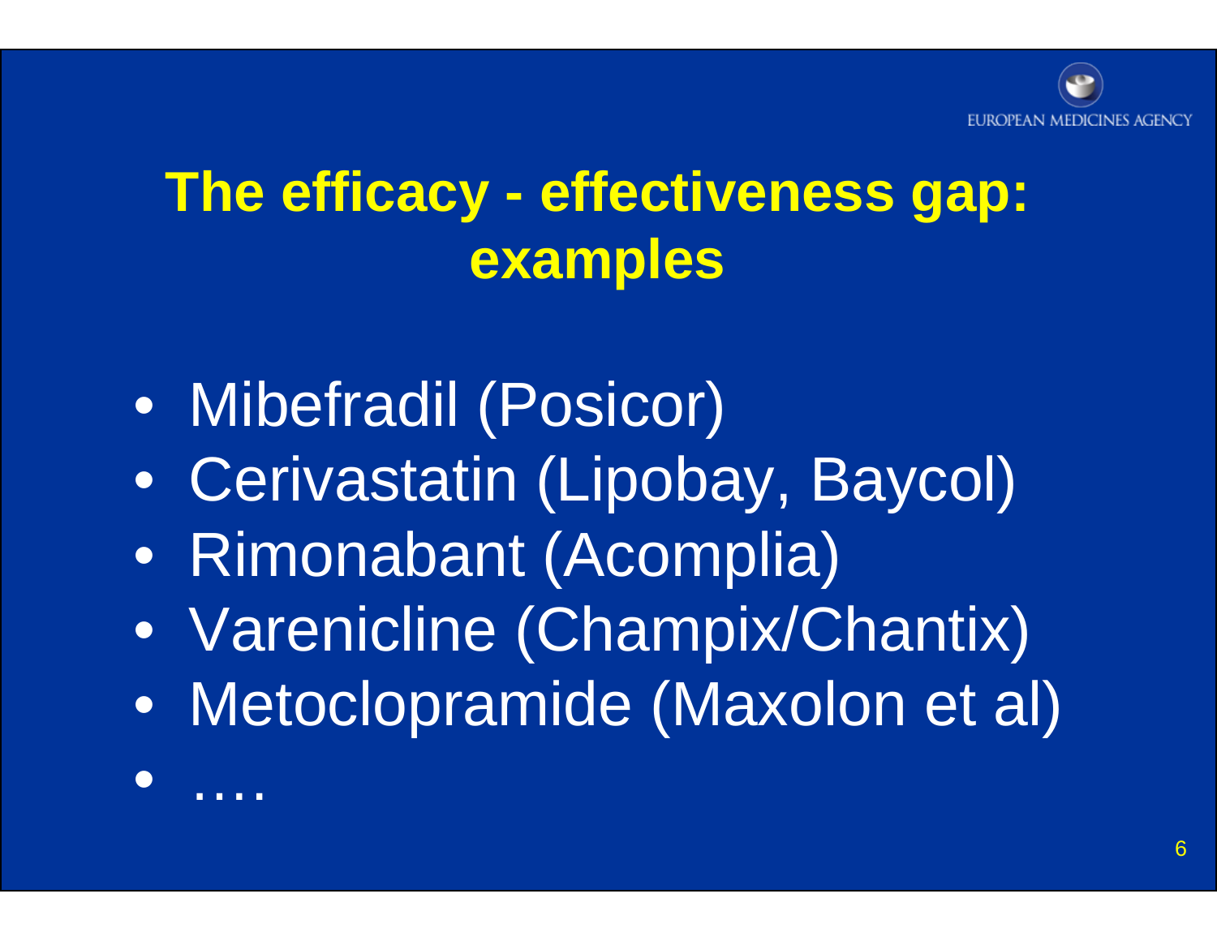# The efficacy - effectiveness gap: examples

- Mibefradil (Posicor)
- Cerivastatin (Lipobay, Baycol)
- Rimonabant (Acomplia)
- Varenicline (Champix/Chantix)
- Metoclopramide (Maxolon et al)
- ….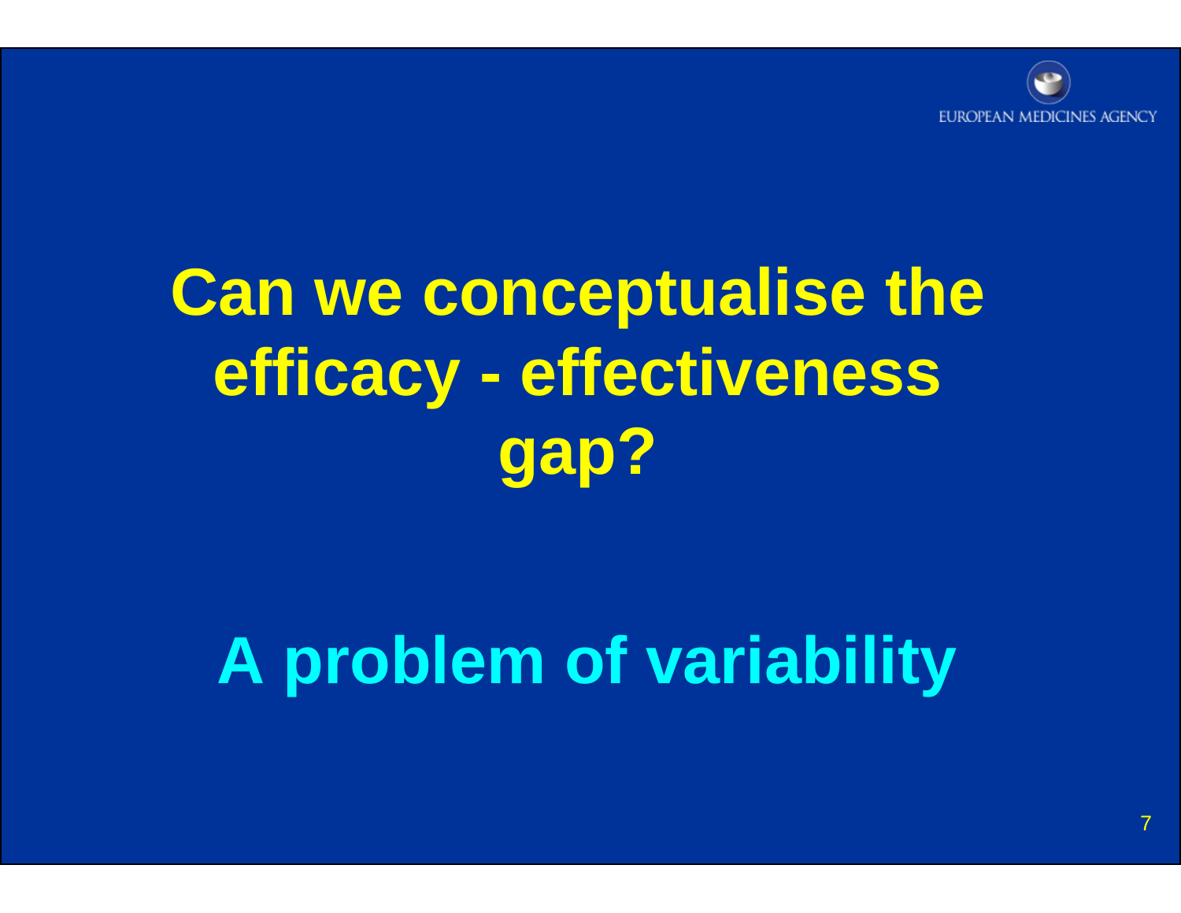# Can we conceptualise the efficacy - effectiveness gap?

## A problem of variability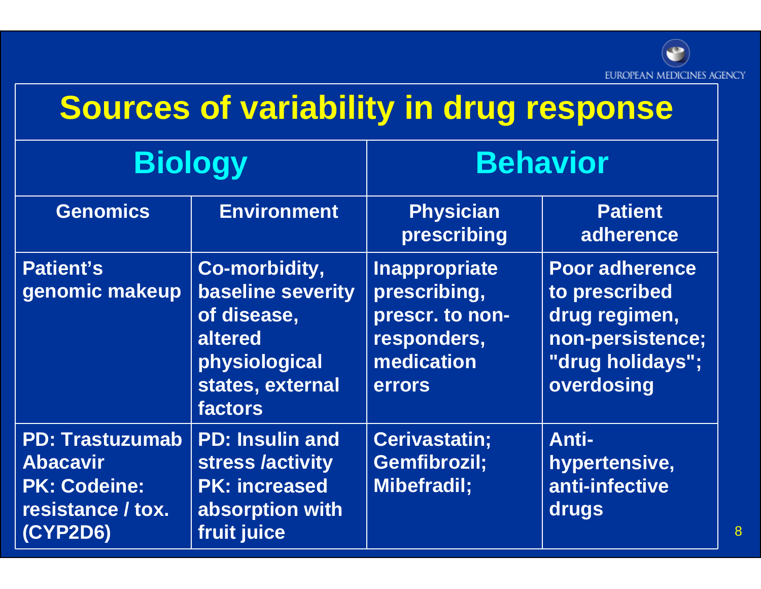# Sources of variability in drug response

| Biology | | Behavior | |
|---|---|---|---|
| **Genomics** | **Environment** | **Physician prescribing** | **Patient adherence** |
| Patient's genomic makeup | Co-morbidity, baseline severity of disease, altered physiological states, external factors | Inappropriate prescribing, prescr. to non-responders, medication errors | Poor adherence to prescribed drug regimen, non-persistence; "drug holidays"; overdosing |
| PD: Trastuzumab Abacavir PK: Codeine: resistance / tox. (CYP2D6) | PD: Insulin and stress /activity PK: increased absorption with fruit juice | Cerivastatin; Gemfibrozil; Mibefradil; | Anti-hypertensive, anti-infective drugs |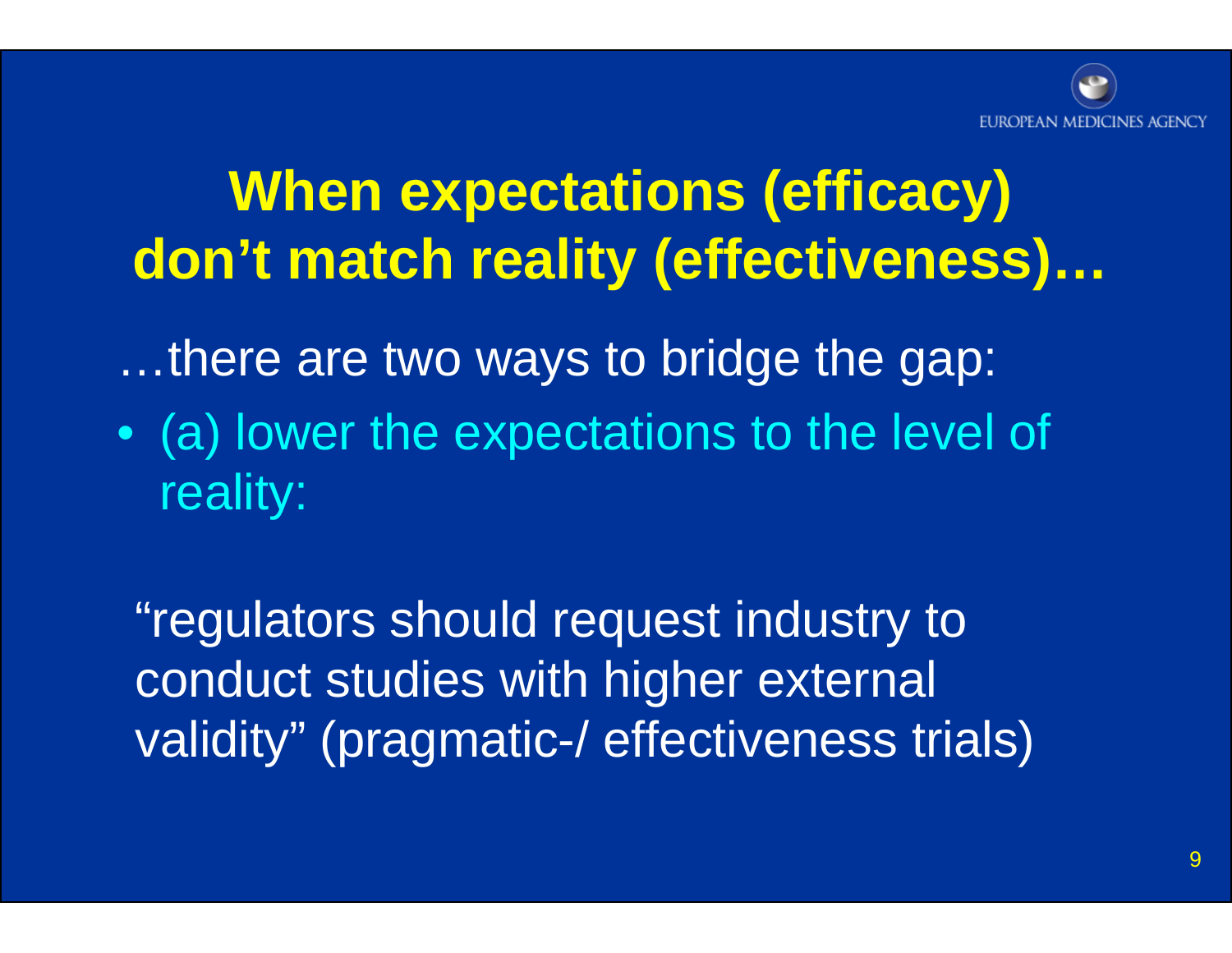# When expectations (efficacy) don't match reality (effectiveness)…

…there are two ways to bridge the gap:

- (a) lower the expectations to the level of reality:

"regulators should request industry to conduct studies with higher external validity" (pragmatic-/ effectiveness trials)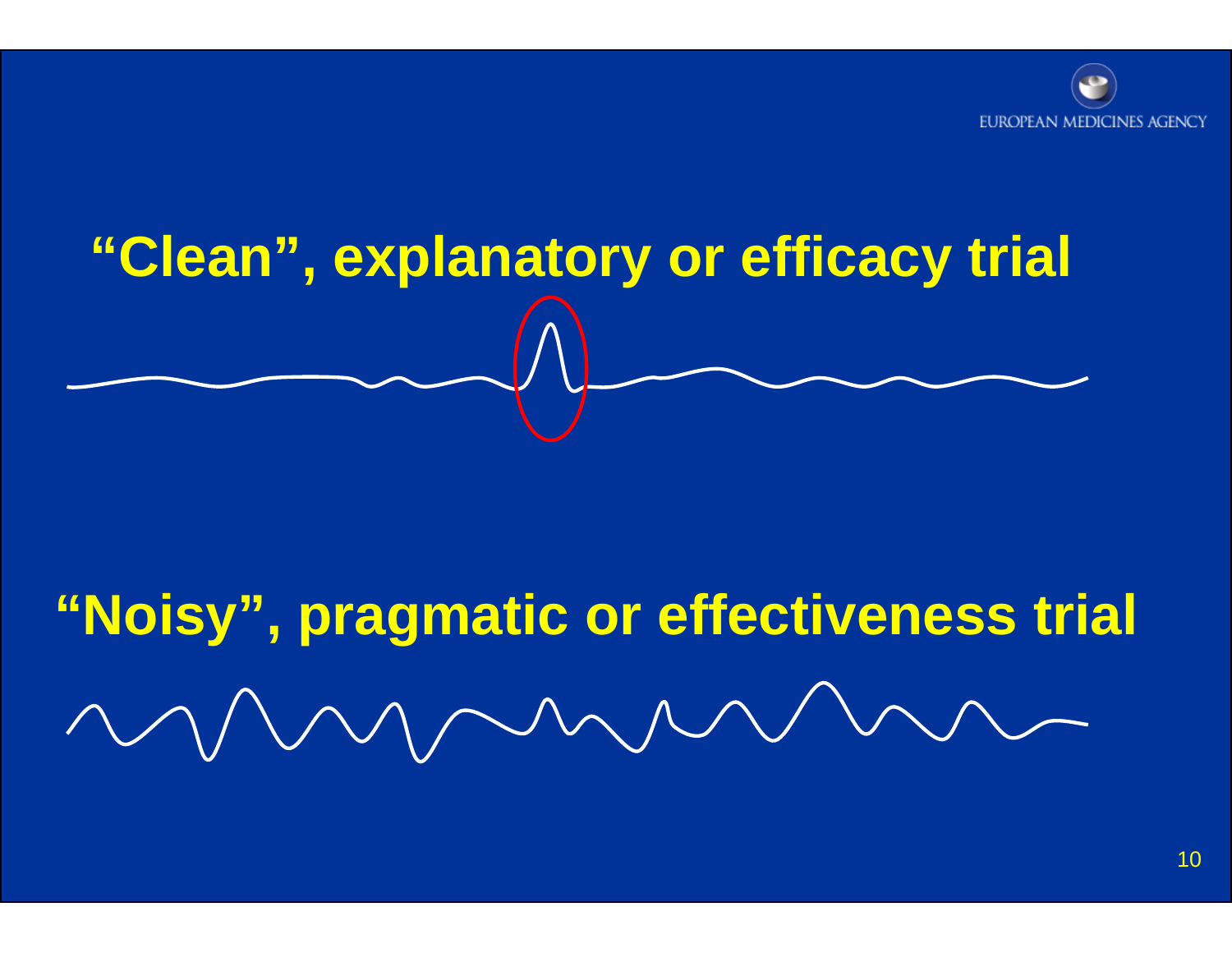## "Clean", explanatory or efficacy trial

## "Noisy", pragmatic or effectiveness trial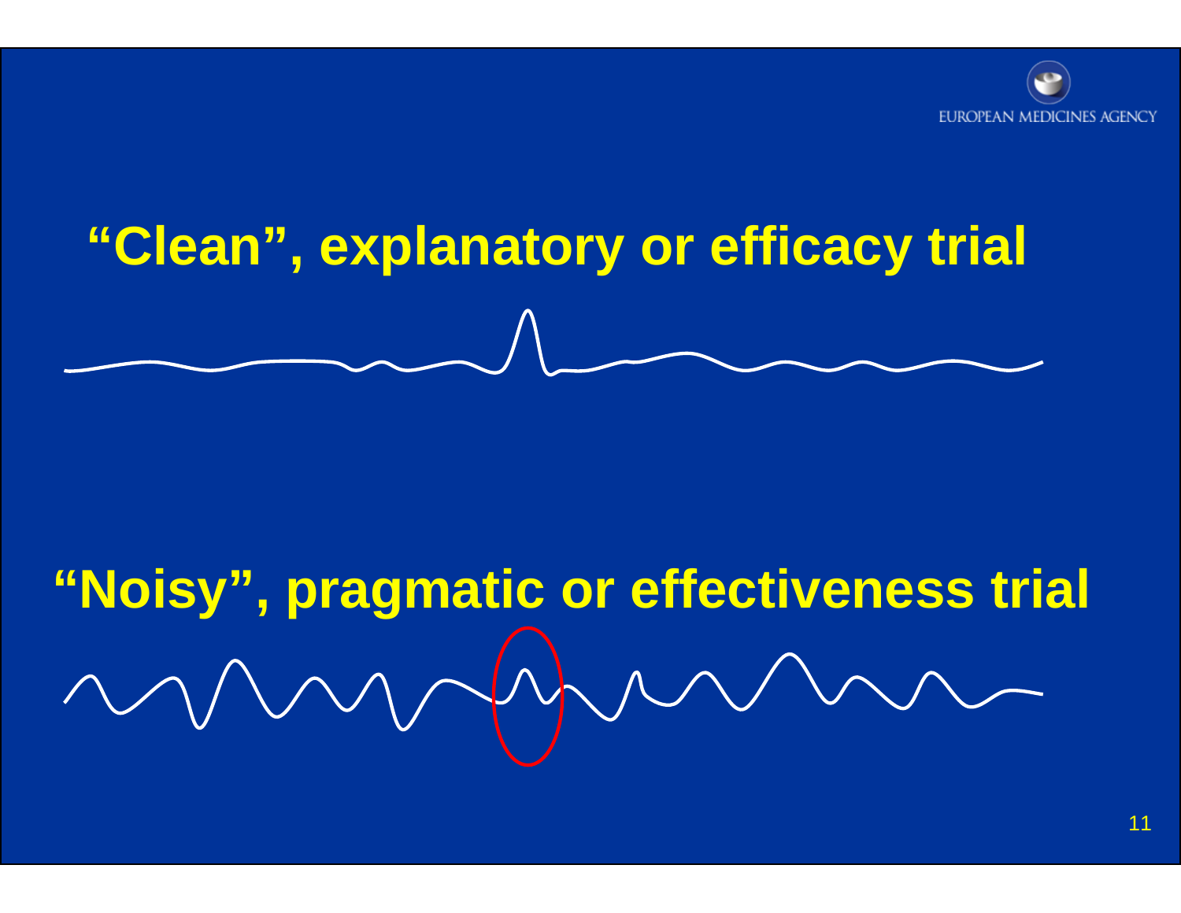# "Clean", explanatory or efficacy trial

# "Noisy", pragmatic or effectiveness trial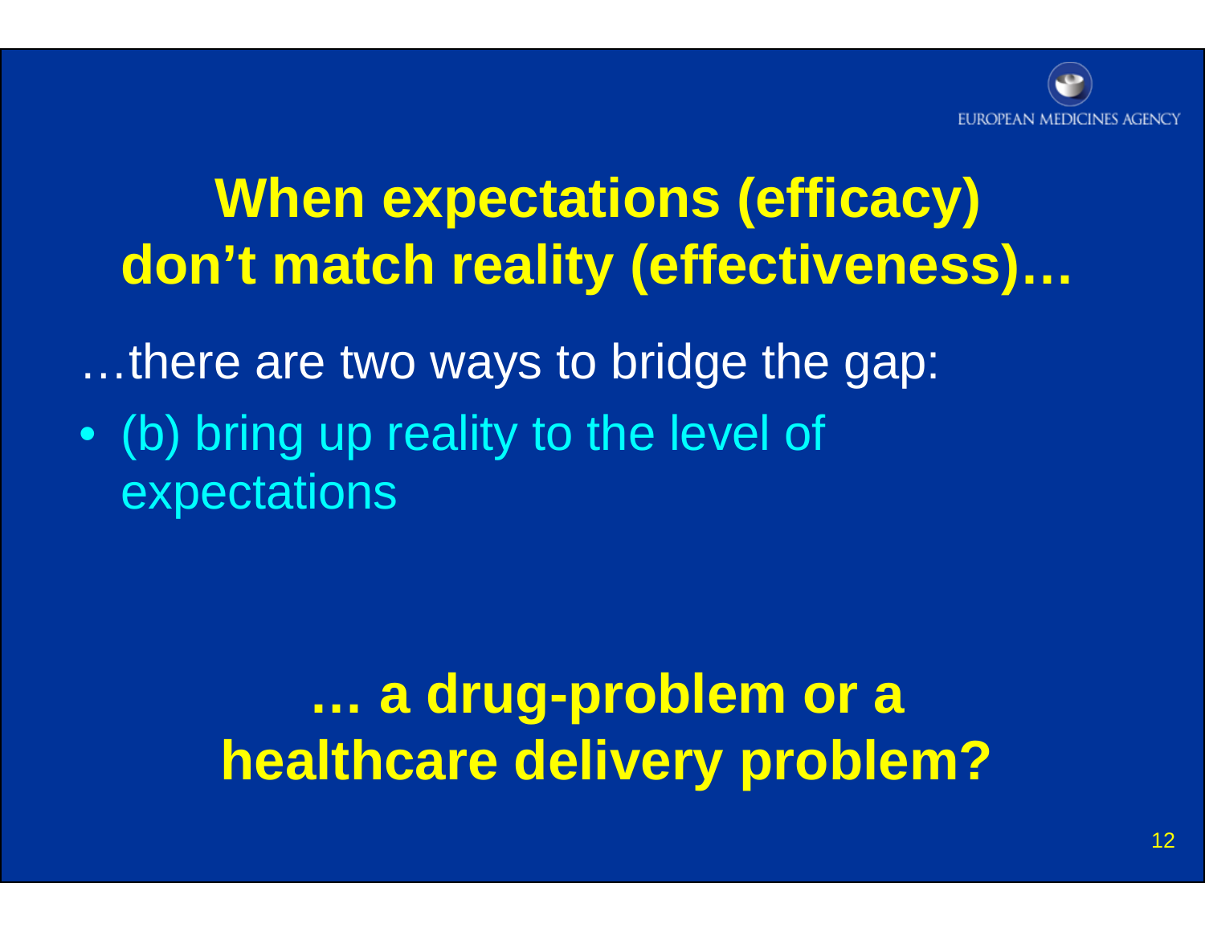# When expectations (efficacy) don't match reality (effectiveness)…

…there are two ways to bridge the gap:

- (b) bring up reality to the level of expectations

## … a drug-problem or a healthcare delivery problem?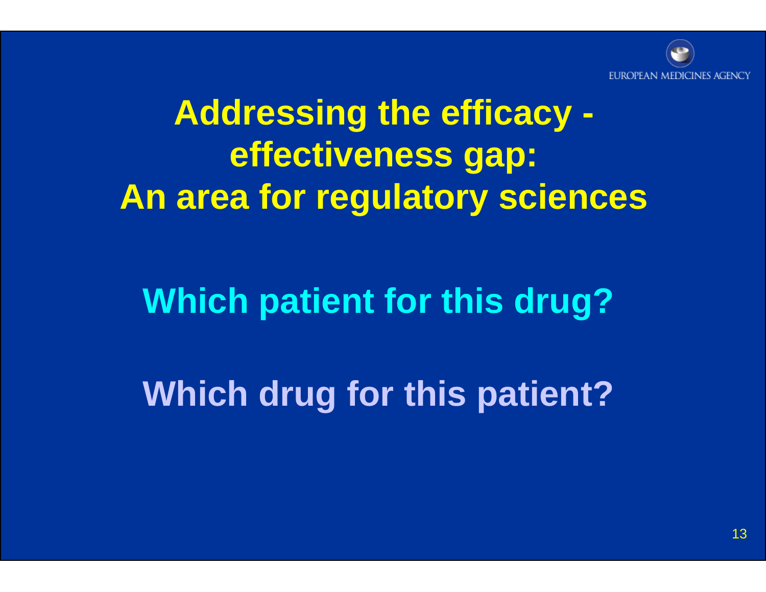# Addressing the efficacy - effectiveness gap: An area for regulatory sciences

**Which patient for this drug?**

**Which drug for this patient?**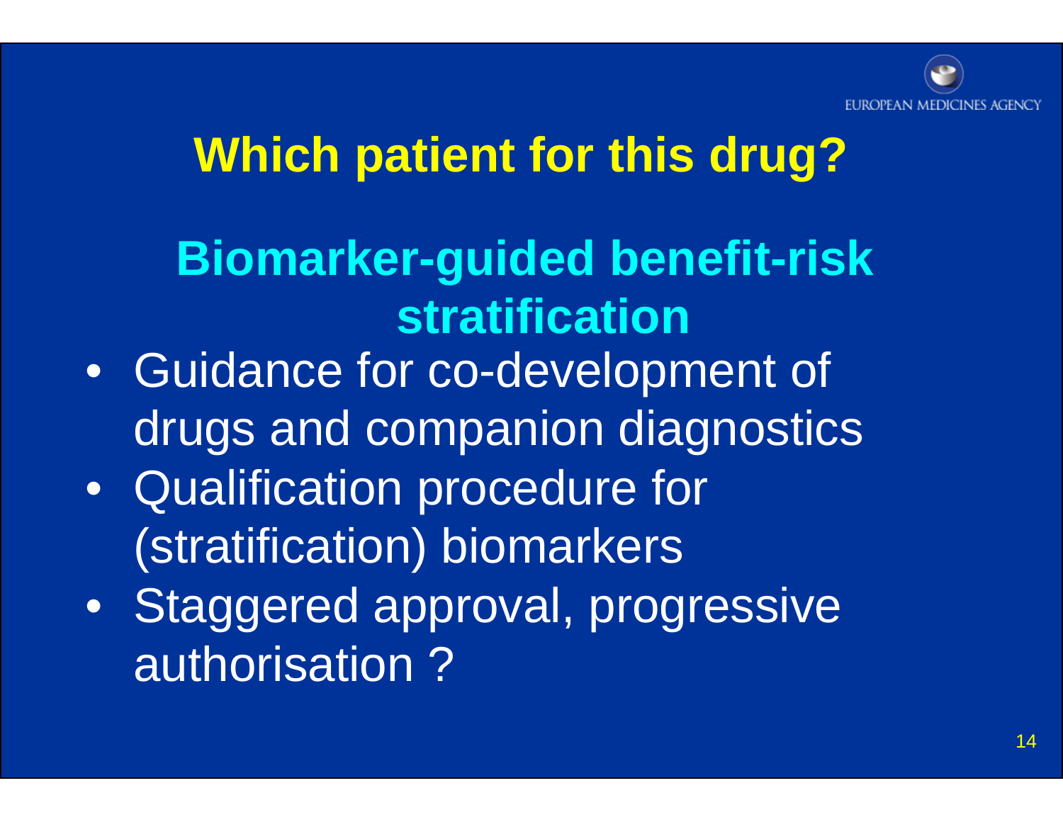# Which patient for this drug?

## Biomarker-guided benefit-risk stratification

- Guidance for co-development of drugs and companion diagnostics
- Qualification procedure for (stratification) biomarkers
- Staggered approval, progressive authorisation ?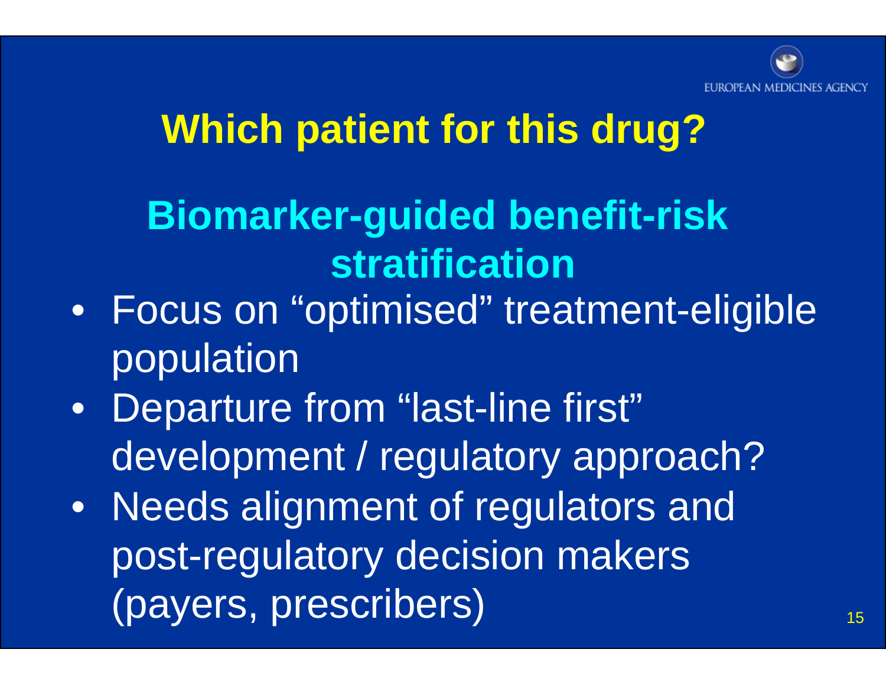# Which patient for this drug?

## Biomarker-guided benefit-risk stratification

- Focus on “optimised” treatment-eligible population
- Departure from “last-line first” development / regulatory approach?
- Needs alignment of regulators and post-regulatory decision makers (payers, prescribers)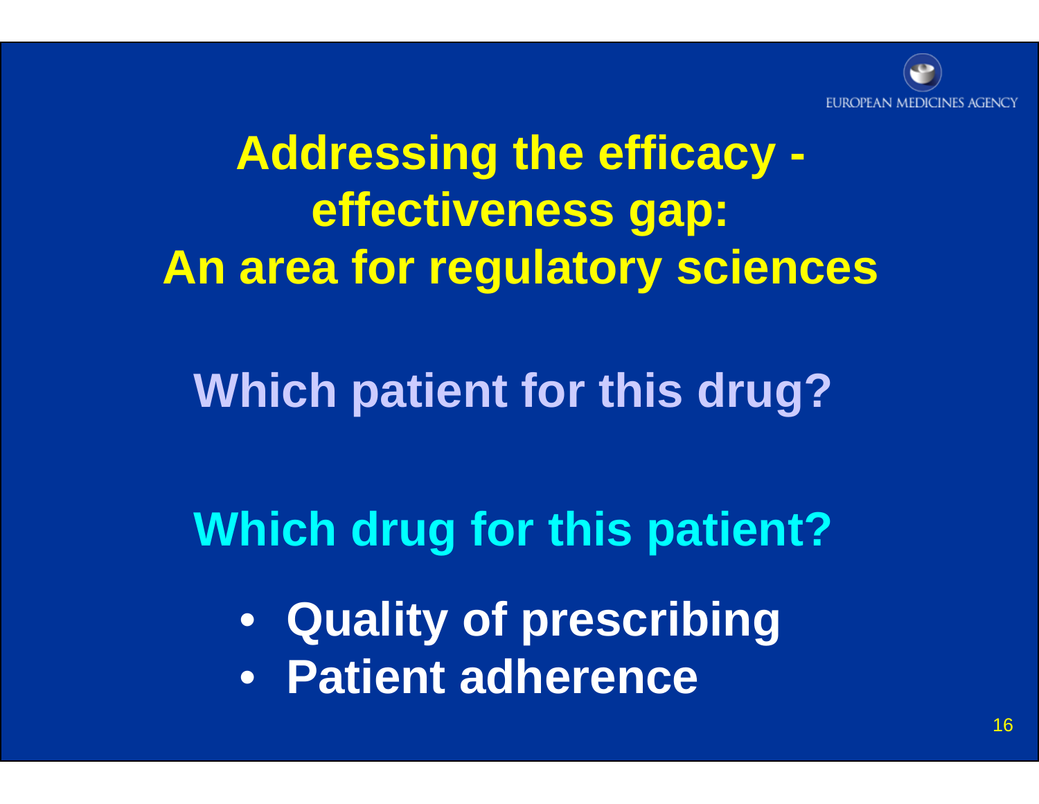# Addressing the efficacy - effectiveness gap: An area for regulatory sciences

## Which patient for this drug?

## Which drug for this patient?

- **Quality of prescribing**
- **Patient adherence**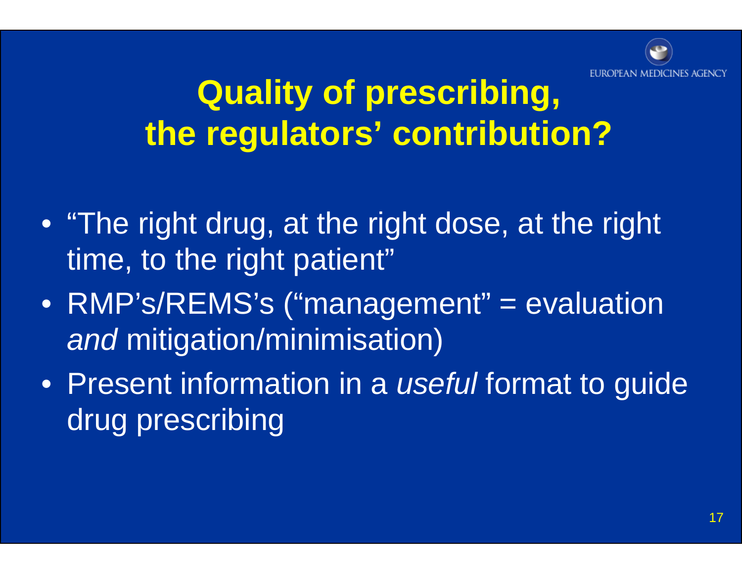# Quality of prescribing, the regulators' contribution?

- "The right drug, at the right dose, at the right time, to the right patient"
- RMP's/REMS's ("management" = evaluation *and* mitigation/minimisation)
- Present information in a *useful* format to guide drug prescribing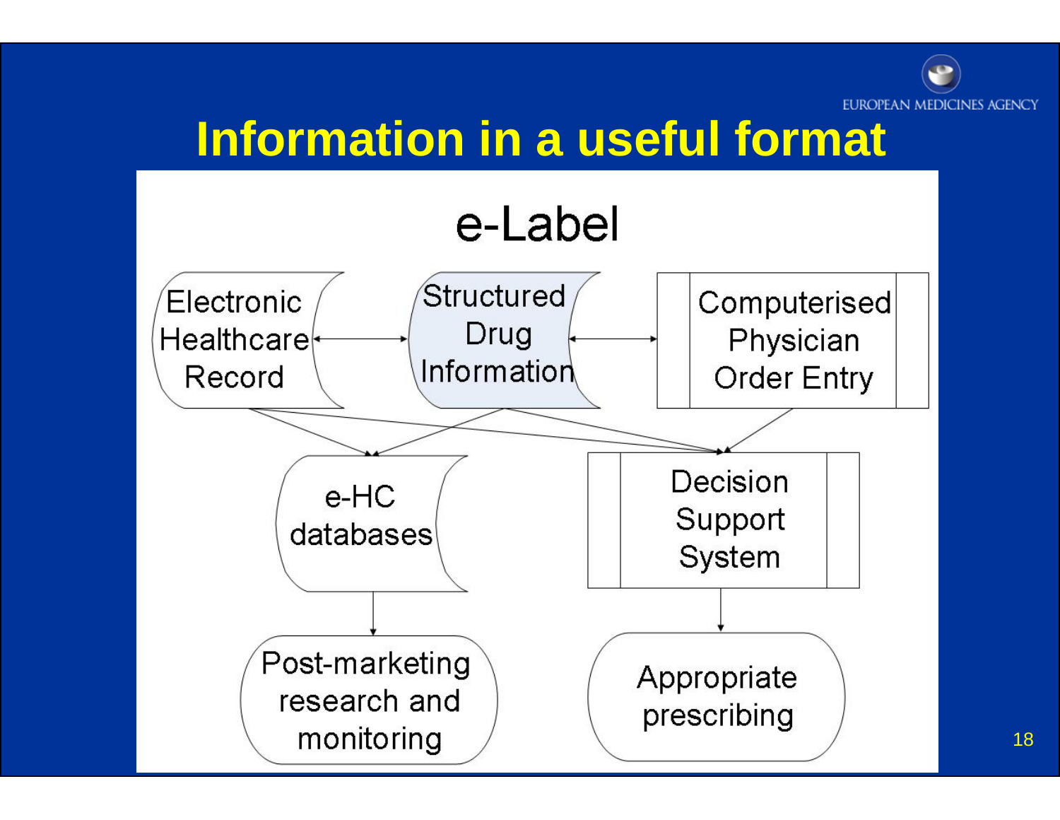# Information in a useful format

e-Label

Electronic Healthcare Record

Structured Drug Information

Computerised Physician Order Entry

e-HC databases

Decision Support System

Post-marketing research and monitoring

Appropriate prescribing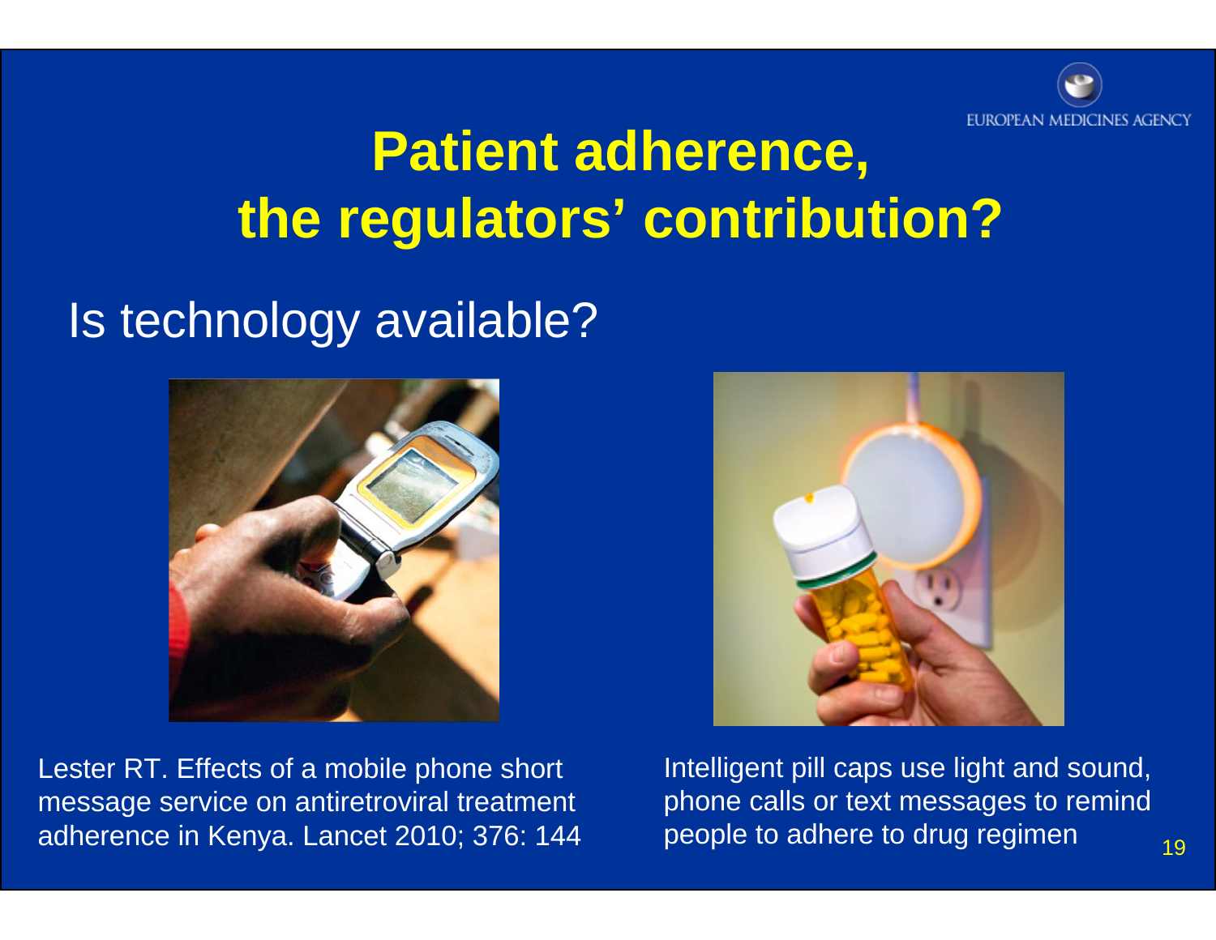# Patient adherence, the regulators' contribution?

## Is technology available?

Lester RT. Effects of a mobile phone short message service on antiretroviral treatment adherence in Kenya. Lancet 2010; 376: 144

Intelligent pill caps use light and sound, phone calls or text messages to remind people to adhere to drug regimen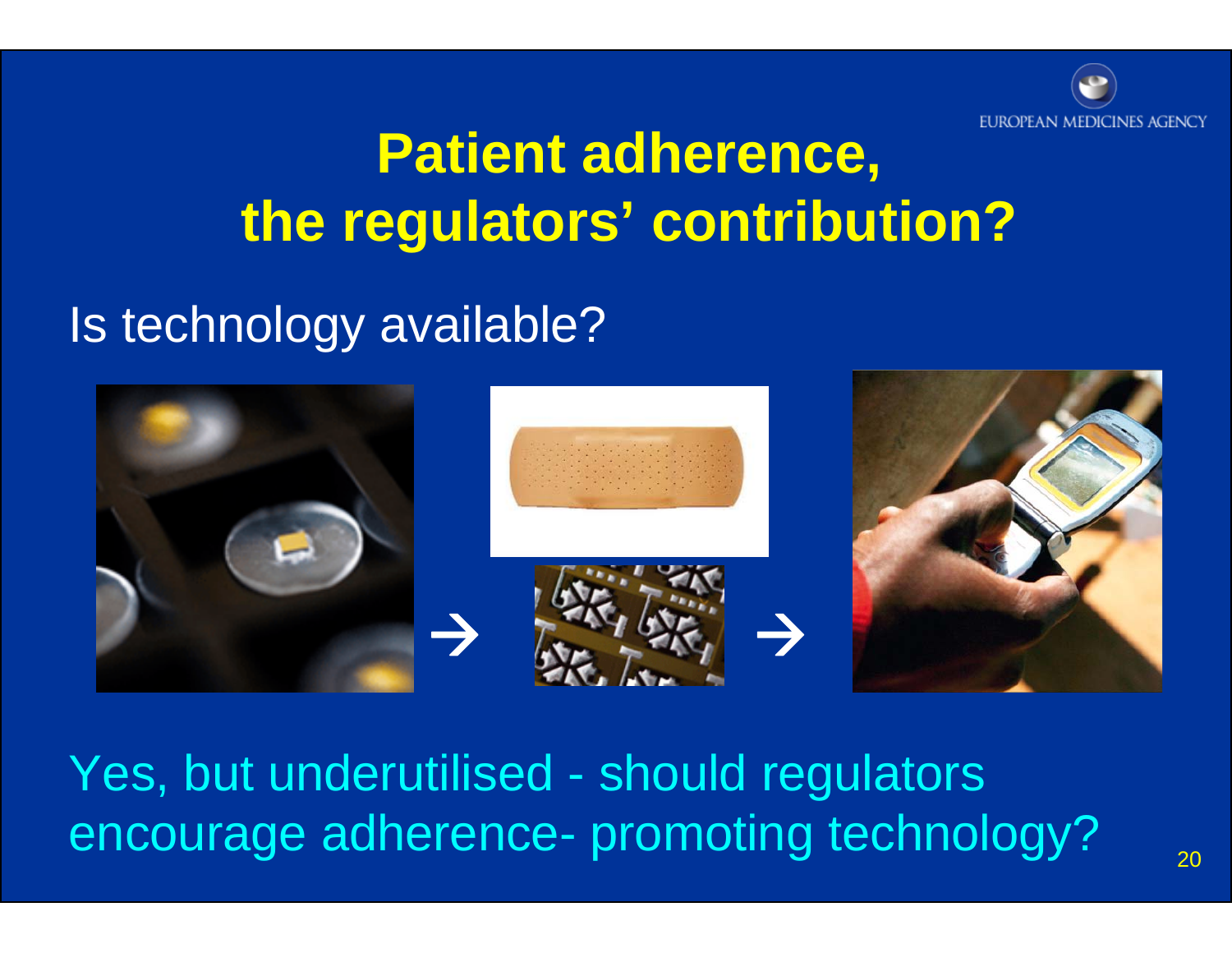# Patient adherence, the regulators' contribution?

Is technology available?

→ →

Yes, but underutilised - should regulators encourage adherence- promoting technology?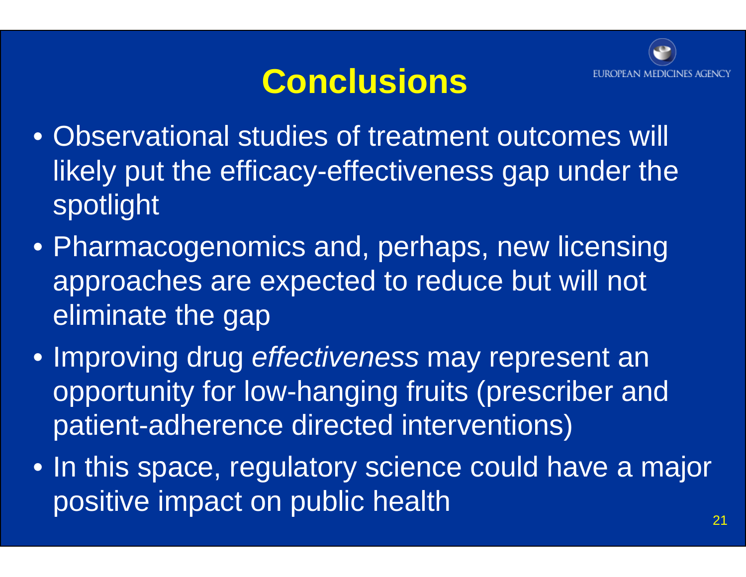# Conclusions

- Observational studies of treatment outcomes will likely put the efficacy-effectiveness gap under the spotlight
- Pharmacogenomics and, perhaps, new licensing approaches are expected to reduce but will not eliminate the gap
- Improving drug *effectiveness* may represent an opportunity for low-hanging fruits (prescriber and patient-adherence directed interventions)
- In this space, regulatory science could have a major positive impact on public health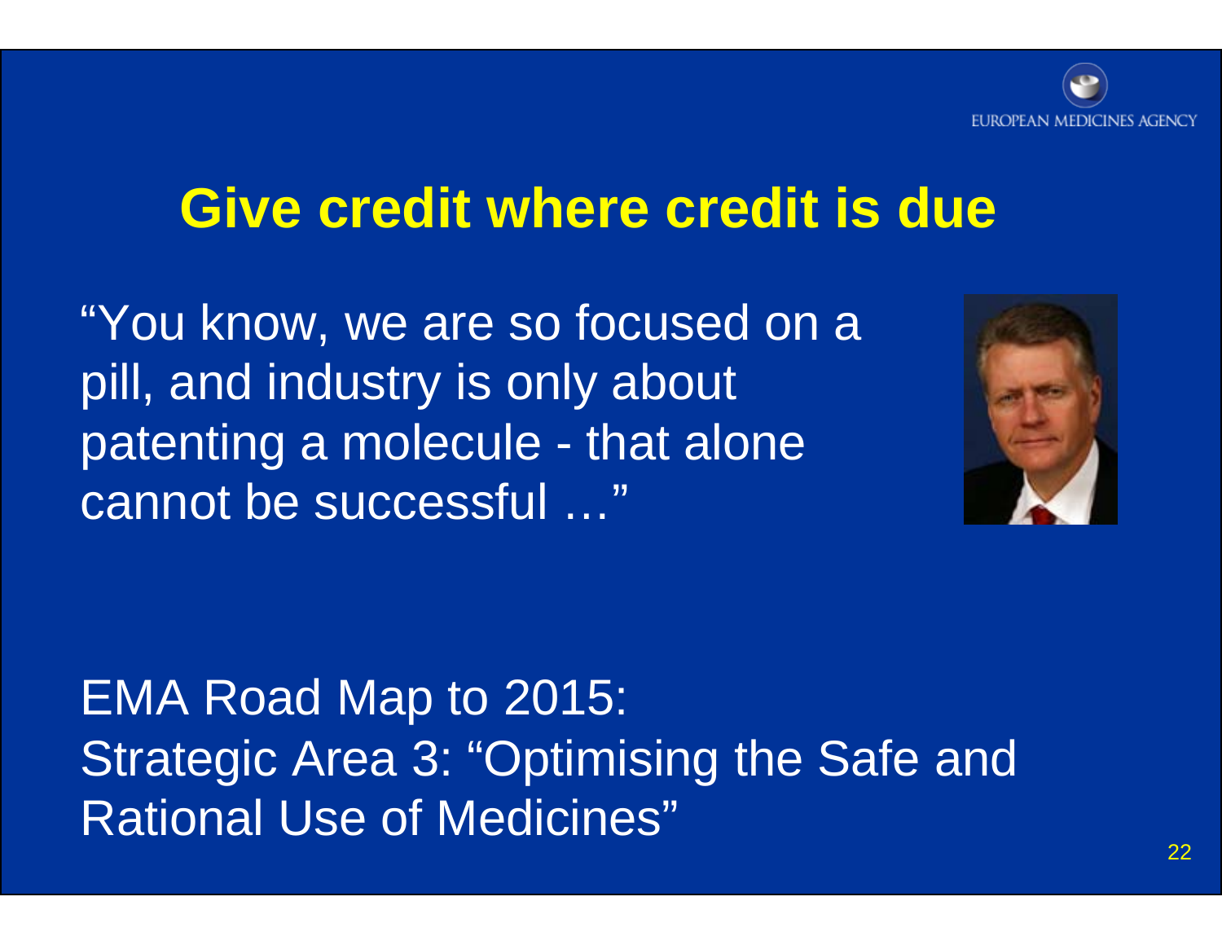EUROPEAN MEDICINES AGENCY

# Give credit where credit is due

"You know, we are so focused on a pill, and industry is only about patenting a molecule - that alone cannot be successful …"

EMA Road Map to 2015:
Strategic Area 3: "Optimising the Safe and Rational Use of Medicines"